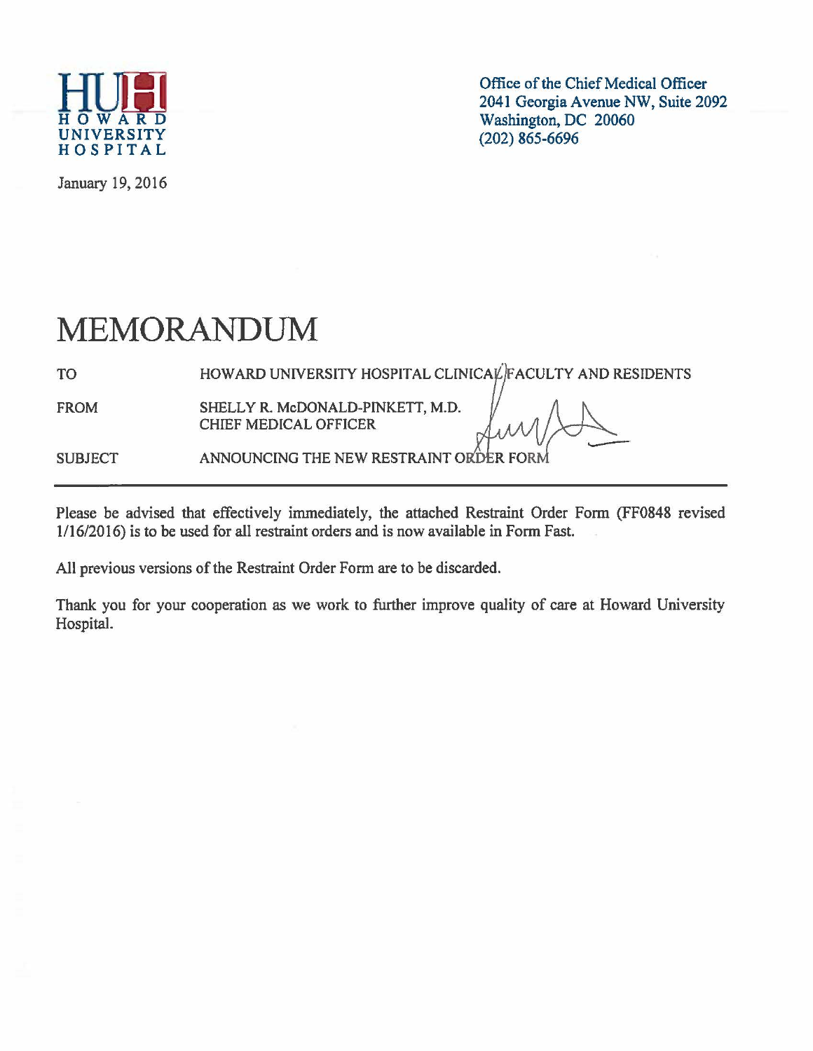HOWARD UNIVERSITY HOSPITAL

Office of the Chief Medical Officer
2041 Georgia Avenue NW, Suite 2092
Washington, DC 20060
(202) 865-6696

January 19, 2016

# MEMORANDUM

| | |
|---|---|
| TO | HOWARD UNIVERSITY HOSPITAL CLINICAL FACULTY AND RESIDENTS |
| FROM | SHELLY R. McDONALD-PINKETT, M.D. CHIEF MEDICAL OFFICER |
| SUBJECT | ANNOUNCING THE NEW RESTRAINT ORDER FORM |

---

Please be advised that effectively immediately, the attached Restraint Order Form (FF0848 revised 1/16/2016) is to be used for all restraint orders and is now available in Form Fast.

All previous versions of the Restraint Order Form are to be discarded.

Thank you for your cooperation as we work to further improve quality of care at Howard University Hospital.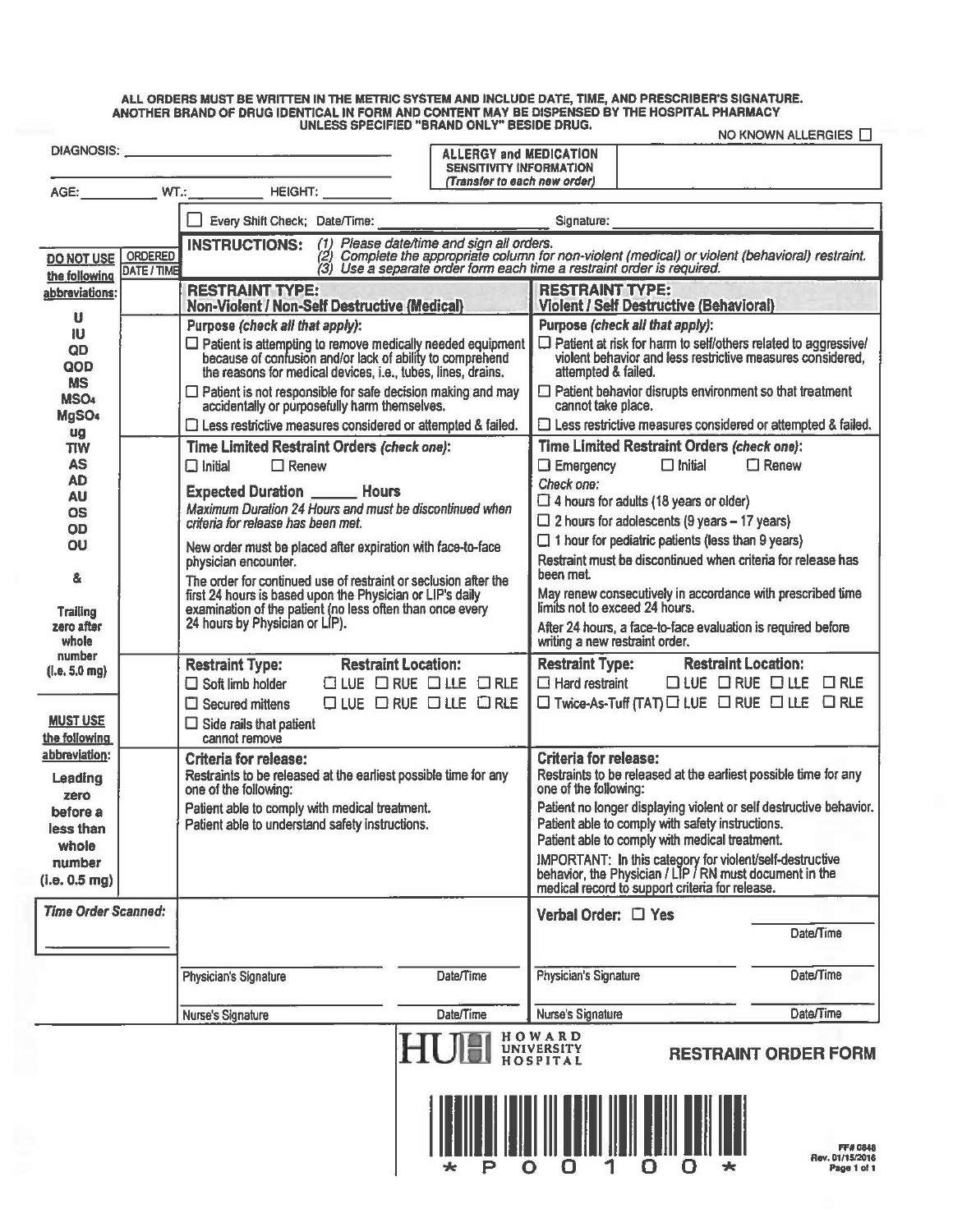ALL ORDERS MUST BE WRITTEN IN THE METRIC SYSTEM AND INCLUDE DATE, TIME, AND PRESCRIBER'S SIGNATURE.
ANOTHER BRAND OF DRUG IDENTICAL IN FORM AND CONTENT MAY BE DISPENSED BY THE HOSPITAL PHARMACY UNLESS SPECIFIED "BRAND ONLY" BESIDE DRUG.

NO KNOWN ALLERGIES ☐

DIAGNOSIS: ______________________________

AGE: __________ WT.: __________ HEIGHT: __________

**ALLERGY and MEDICATION SENSITIVITY INFORMATION** *(Transfer to each new order)*

☐ Every Shift Check; Date/Time: ______________________ Signature: ______________________

**INSTRUCTIONS:** *(1) Please date/time and sign all orders.*
*(2) Complete the appropriate column for non-violent (medical) or violent (behavioral) restraint.*
*(3) Use a separate order form each time a restraint order is required.*

**DO NOT USE the following abbreviations:**

U
IU
QD
QOD
MS
$MSO_4$
$MgSO_4$
ug
TIW
AS
AD
AU
OS
OD
OU

&

Trailing zero after whole number (i.e. 5.0 mg)

**MUST USE the following abbreviation:**

Leading zero before a less than whole number (i.e. 0.5 mg)

| ORDERED DATE / TIME | RESTRAINT TYPE: Non-Violent / Non-Self Destructive (Medical) | RESTRAINT TYPE: Violent / Self Destructive (Behavioral) |
|---|---|---|
| | **Purpose** *(check all that apply)*:<br>☐ Patient is attempting to remove medically needed equipment because of confusion and/or lack of ability to comprehend the reasons for medical devices, i.e., tubes, lines, drains.<br>☐ Patient is not responsible for safe decision making and may accidentally or purposefully harm themselves.<br>☐ Less restrictive measures considered or attempted & failed. | **Purpose** *(check all that apply)*:<br>☐ Patient at risk for harm to self/others related to aggressive/ violent behavior and less restrictive measures considered, attempted & failed.<br>☐ Patient behavior disrupts environment so that treatment cannot take place.<br>☐ Less restrictive measures considered or attempted & failed. |
| | **Time Limited Restraint Orders** *(check one)*:<br>☐ Initial ☐ Renew<br>**Expected Duration ______ Hours**<br>*Maximum Duration 24 Hours and must be discontinued when criteria for release has been met.*<br>New order must be placed after expiration with face-to-face physician encounter.<br>The order for continued use of restraint or seclusion after the first 24 hours is based upon the Physician or LIP's daily examination of the patient (no less often than once every 24 hours by Physician or LIP). | **Time Limited Restraint Orders** *(check one)*:<br>☐ Emergency ☐ Initial ☐ Renew<br>*Check one:*<br>☐ 4 hours for adults (18 years or older)<br>☐ 2 hours for adolescents (9 years – 17 years)<br>☐ 1 hour for pediatric patients (less than 9 years)<br>Restraint must be discontinued when criteria for release has been met.<br>May renew consecutively in accordance with prescribed time limits not to exceed 24 hours.<br>After 24 hours, a face-to-face evaluation is required before writing a new restraint order. |
| | **Restraint Type:** **Restraint Location:**<br>☐ Soft limb holder ☐ LUE ☐ RUE ☐ LLE ☐ RLE<br>☐ Secured mittens ☐ LUE ☐ RUE ☐ LLE ☐ RLE<br>☐ Side rails that patient cannot remove | **Restraint Type:** **Restraint Location:**<br>☐ Hard restraint ☐ LUE ☐ RUE ☐ LLE ☐ RLE<br>☐ Twice-As-Tuff (TAT) ☐ LUE ☐ RUE ☐ LLE ☐ RLE |
| | **Criteria for release:**<br>Restraints to be released at the earliest possible time for any one of the following:<br>Patient able to comply with medical treatment.<br>Patient able to understand safety instructions. | **Criteria for release:**<br>Restraints to be released at the earliest possible time for any one of the following:<br>Patient no longer displaying violent or self destructive behavior.<br>Patient able to comply with safety instructions.<br>Patient able to comply with medical treatment.<br>IMPORTANT: In this category for violent/self-destructive behavior, the Physician / LIP / RN must document in the medical record to support criteria for release. |
| *Time Order Scanned:* ________ | | Verbal Order: ☐ Yes ________ Date/Time |
| | ________ Physician's Signature ________ Date/Time | ________ Physician's Signature ________ Date/Time |
| | ________ Nurse's Signature ________ Date/Time | ________ Nurse's Signature ________ Date/Time |

HOWARD UNIVERSITY HOSPITAL

**RESTRAINT ORDER FORM**

*P00100*

FF# 0848
Rev. 01/15/2016